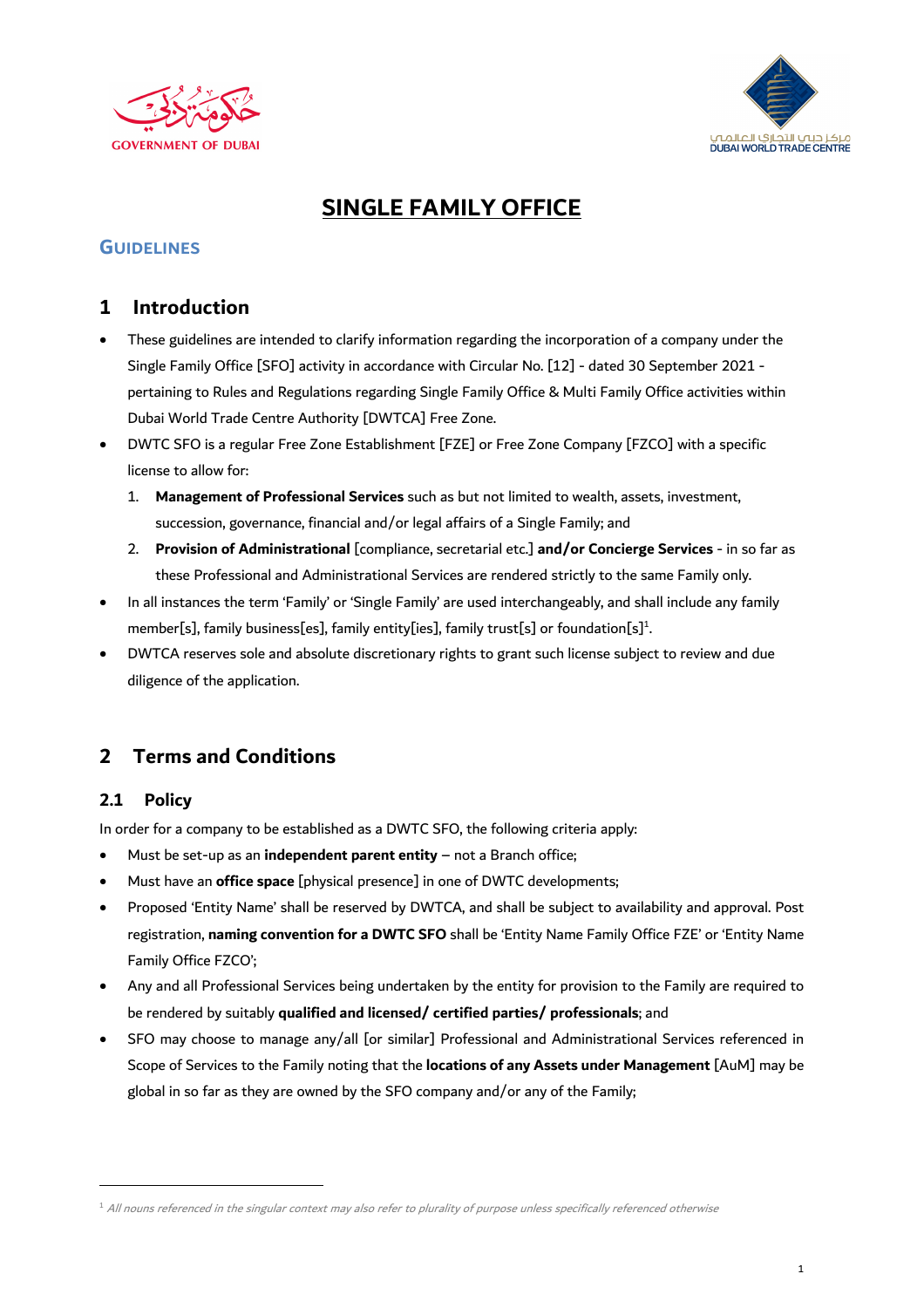# SINGLE FAMILY OFFICE

## GUIDELINES

## 1 Introduction

- These guidelines are intended to clarify information regarding the incorporation of a company under the Single Family Office [SFO] activity in accordance with Circular No. [12] - dated 30 September 2021 - pertaining to Rules and Regulations regarding Single Family Office & Multi Family Office activities within Dubai World Trade Centre Authority [DWTCA] Free Zone.
- DWTC SFO is a regular Free Zone Establishment [FZE] or Free Zone Company [FZCO] with a specific license to allow for:
  1. **Management of Professional Services** such as but not limited to wealth, assets, investment, succession, governance, financial and/or legal affairs of a Single Family; and
  2. **Provision of Administrational** [compliance, secretarial etc.] **and/or Concierge Services** - in so far as these Professional and Administrational Services are rendered strictly to the same Family only.
- In all instances the term 'Family' or 'Single Family' are used interchangeably, and shall include any family member[s], family business[es], family entity[ies], family trust[s] or foundation[s][1].
- DWTCA reserves sole and absolute discretionary rights to grant such license subject to review and due diligence of the application.

## 2 Terms and Conditions

### 2.1 Policy

In order for a company to be established as a DWTC SFO, the following criteria apply:

- Must be set-up as an **independent parent entity** – not a Branch office;
- Must have an **office space** [physical presence] in one of DWTC developments;
- Proposed 'Entity Name' shall be reserved by DWTCA, and shall be subject to availability and approval. Post registration, **naming convention for a DWTC SFO** shall be 'Entity Name Family Office FZE' or 'Entity Name Family Office FZCO';
- Any and all Professional Services being undertaken by the entity for provision to the Family are required to be rendered by suitably **qualified and licensed/ certified parties/ professionals**; and
- SFO may choose to manage any/all [or similar] Professional and Administrational Services referenced in Scope of Services to the Family noting that the **locations of any Assets under Management** [AuM] may be global in so far as they are owned by the SFO company and/or any of the Family;

[1] *All nouns referenced in the singular context may also refer to plurality of purpose unless specifically referenced otherwise*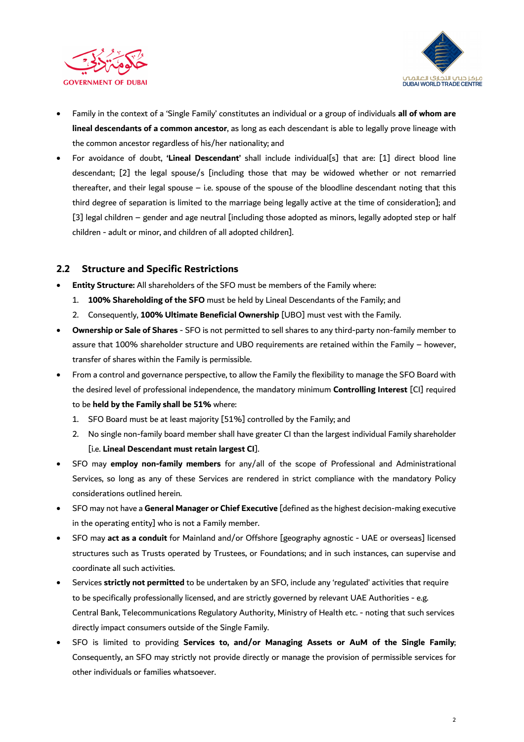- Family in the context of a 'Single Family' constitutes an individual or a group of individuals **all of whom are lineal descendants of a common ancestor**, as long as each descendant is able to legally prove lineage with the common ancestor regardless of his/her nationality; and
- For avoidance of doubt, **'Lineal Descendant'** shall include individual[s] that are: [1] direct blood line descendant; [2] the legal spouse/s [including those that may be widowed whether or not remarried thereafter, and their legal spouse – i.e. spouse of the spouse of the bloodline descendant noting that this third degree of separation is limited to the marriage being legally active at the time of consideration]; and [3] legal children – gender and age neutral [including those adopted as minors, legally adopted step or half children - adult or minor, and children of all adopted children].

## 2.2 Structure and Specific Restrictions

- **Entity Structure:** All shareholders of the SFO must be members of the Family where:
  1. **100% Shareholding of the SFO** must be held by Lineal Descendants of the Family; and
  2. Consequently, **100% Ultimate Beneficial Ownership** [UBO] must vest with the Family.
- **Ownership or Sale of Shares** - SFO is not permitted to sell shares to any third-party non-family member to assure that 100% shareholder structure and UBO requirements are retained within the Family – however, transfer of shares within the Family is permissible.
- From a control and governance perspective, to allow the Family the flexibility to manage the SFO Board with the desired level of professional independence, the mandatory minimum **Controlling Interest** [CI] required to be **held by the Family shall be 51%** where:
  1. SFO Board must be at least majority [51%] controlled by the Family; and
  2. No single non-family board member shall have greater CI than the largest individual Family shareholder [i.e. **Lineal Descendant must retain largest CI**].
- SFO may **employ non-family members** for any/all of the scope of Professional and Administrational Services, so long as any of these Services are rendered in strict compliance with the mandatory Policy considerations outlined herein.
- SFO may not have a **General Manager or Chief Executive** [defined as the highest decision-making executive in the operating entity] who is not a Family member.
- SFO may **act as a conduit** for Mainland and/or Offshore [geography agnostic - UAE or overseas] licensed structures such as Trusts operated by Trustees, or Foundations; and in such instances, can supervise and coordinate all such activities.
- Services **strictly not permitted** to be undertaken by an SFO, include any 'regulated' activities that require to be specifically professionally licensed, and are strictly governed by relevant UAE Authorities - e.g. Central Bank, Telecommunications Regulatory Authority, Ministry of Health etc. - noting that such services directly impact consumers outside of the Single Family.
- SFO is limited to providing **Services to, and/or Managing Assets or AuM of the Single Family**; Consequently, an SFO may strictly not provide directly or manage the provision of permissible services for other individuals or families whatsoever.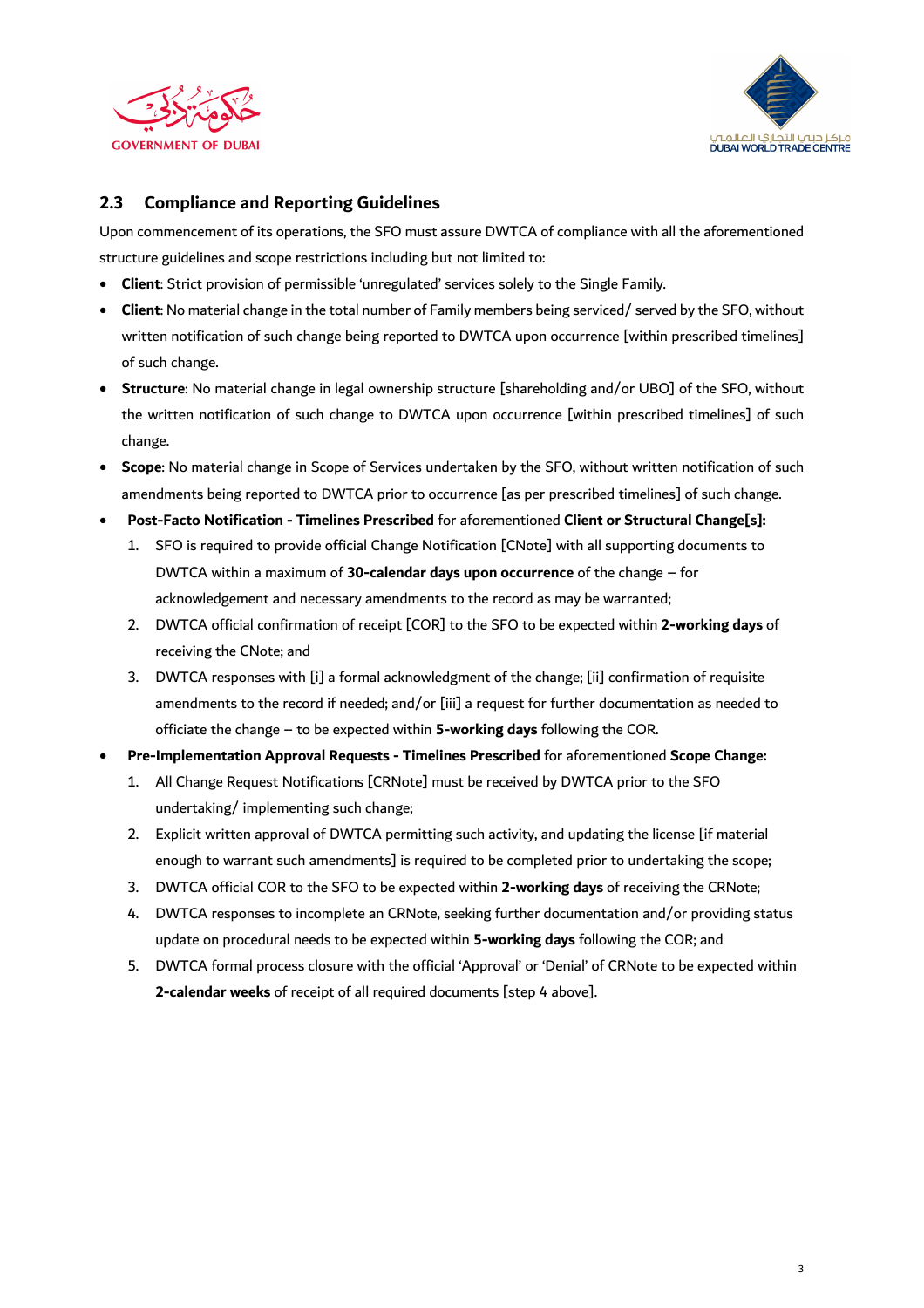## 2.3 Compliance and Reporting Guidelines

Upon commencement of its operations, the SFO must assure DWTCA of compliance with all the aforementioned structure guidelines and scope restrictions including but not limited to:

- **Client**: Strict provision of permissible 'unregulated' services solely to the Single Family.
- **Client**: No material change in the total number of Family members being serviced/ served by the SFO, without written notification of such change being reported to DWTCA upon occurrence [within prescribed timelines] of such change.
- **Structure**: No material change in legal ownership structure [shareholding and/or UBO] of the SFO, without the written notification of such change to DWTCA upon occurrence [within prescribed timelines] of such change.
- **Scope**: No material change in Scope of Services undertaken by the SFO, without written notification of such amendments being reported to DWTCA prior to occurrence [as per prescribed timelines] of such change.
- **Post-Facto Notification - Timelines Prescribed** for aforementioned **Client or Structural Change[s]:**
    1. SFO is required to provide official Change Notification [CNote] with all supporting documents to DWTCA within a maximum of **30-calendar days upon occurrence** of the change – for acknowledgement and necessary amendments to the record as may be warranted;
    2. DWTCA official confirmation of receipt [COR] to the SFO to be expected within **2-working days** of receiving the CNote; and
    3. DWTCA responses with [i] a formal acknowledgment of the change; [ii] confirmation of requisite amendments to the record if needed; and/or [iii] a request for further documentation as needed to officiate the change – to be expected within **5-working days** following the COR.
- **Pre-Implementation Approval Requests - Timelines Prescribed** for aforementioned **Scope Change:**
    1. All Change Request Notifications [CRNote] must be received by DWTCA prior to the SFO undertaking/ implementing such change;
    2. Explicit written approval of DWTCA permitting such activity, and updating the license [if material enough to warrant such amendments] is required to be completed prior to undertaking the scope;
    3. DWTCA official COR to the SFO to be expected within **2-working days** of receiving the CRNote;
    4. DWTCA responses to incomplete an CRNote, seeking further documentation and/or providing status update on procedural needs to be expected within **5-working days** following the COR; and
    5. DWTCA formal process closure with the official 'Approval' or 'Denial' of CRNote to be expected within **2-calendar weeks** of receipt of all required documents [step 4 above].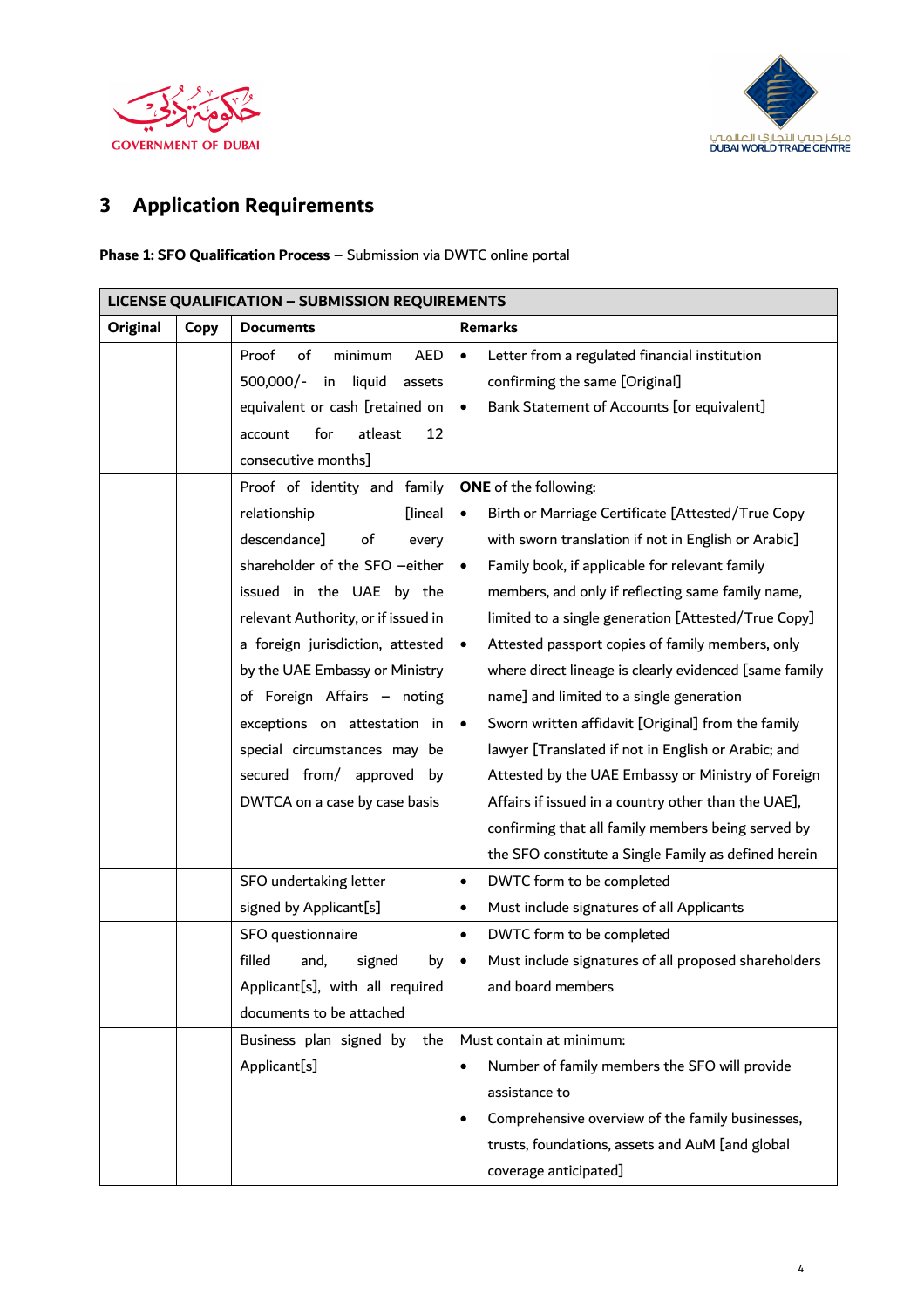# 3 Application Requirements

**Phase 1: SFO Qualification Process** – Submission via DWTC online portal

| LICENSE QUALIFICATION – SUBMISSION REQUIREMENTS | | | |
|---|---|---|---|
| **Original** | **Copy** | **Documents** | **Remarks** |
| | | Proof of minimum AED 500,000/- in liquid assets equivalent or cash [retained on account for atleast 12 consecutive months] | • Letter from a regulated financial institution confirming the same [Original]<br>• Bank Statement of Accounts [or equivalent] |
| | | Proof of identity and family relationship [lineal descendance] of every shareholder of the SFO –either issued in the UAE by the relevant Authority, or if issued in a foreign jurisdiction, attested by the UAE Embassy or Ministry of Foreign Affairs – noting exceptions on attestation in special circumstances may be secured from/ approved by DWTCA on a case by case basis | **ONE** of the following:<br>• Birth or Marriage Certificate [Attested/True Copy with sworn translation if not in English or Arabic]<br>• Family book, if applicable for relevant family members, and only if reflecting same family name, limited to a single generation [Attested/True Copy]<br>• Attested passport copies of family members, only where direct lineage is clearly evidenced [same family name] and limited to a single generation<br>• Sworn written affidavit [Original] from the family lawyer [Translated if not in English or Arabic; and Attested by the UAE Embassy or Ministry of Foreign Affairs if issued in a country other than the UAE], confirming that all family members being served by the SFO constitute a Single Family as defined herein |
| | | SFO undertaking letter signed by Applicant[s] | • DWTC form to be completed<br>• Must include signatures of all Applicants |
| | | SFO questionnaire filled and, signed by Applicant[s], with all required documents to be attached | • DWTC form to be completed<br>• Must include signatures of all proposed shareholders and board members |
| | | Business plan signed by the Applicant[s] | Must contain at minimum:<br>• Number of family members the SFO will provide assistance to<br>• Comprehensive overview of the family businesses, trusts, foundations, assets and AuM [and global coverage anticipated] |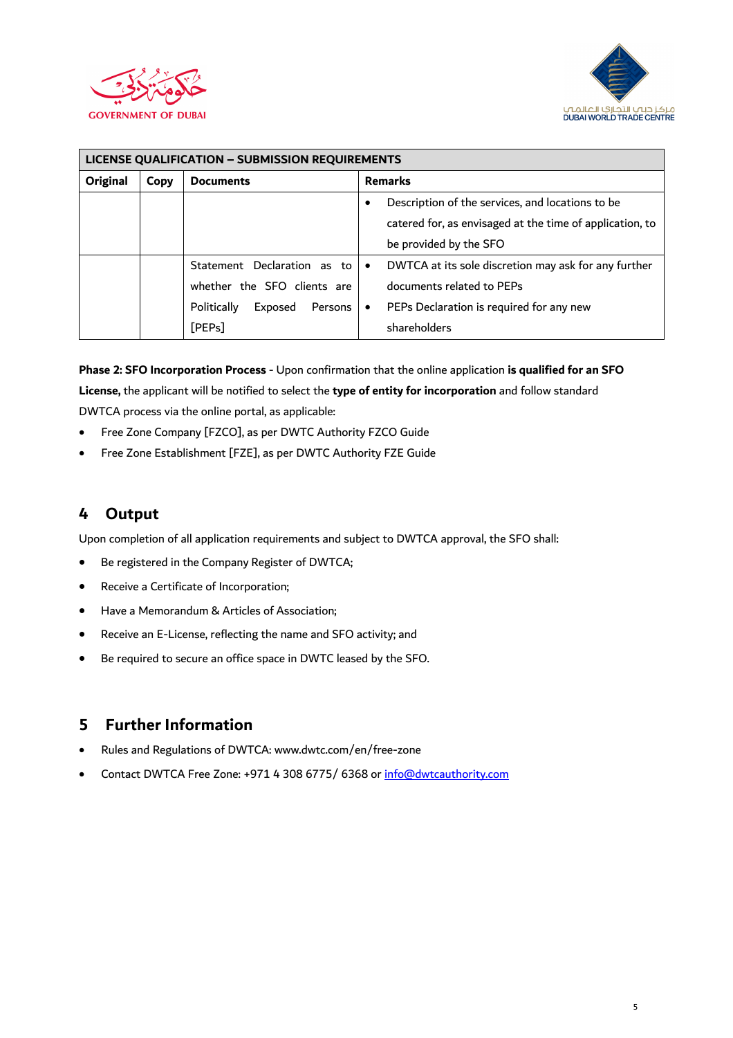| LICENSE QUALIFICATION – SUBMISSION REQUIREMENTS | | | |
|---|---|---|---|
| **Original** | **Copy** | **Documents** | **Remarks** |
| | | | • Description of the services, and locations to be catered for, as envisaged at the time of application, to be provided by the SFO |
| | | Statement Declaration as to whether the SFO clients are Politically Exposed Persons [PEPs] | • DWTCA at its sole discretion may ask for any further documents related to PEPs<br>• PEPs Declaration is required for any new shareholders |

**Phase 2: SFO Incorporation Process** - Upon confirmation that the online application **is qualified for an SFO License,** the applicant will be notified to select the **type of entity for incorporation** and follow standard DWTCA process via the online portal, as applicable:

- Free Zone Company [FZCO], as per DWTC Authority FZCO Guide
- Free Zone Establishment [FZE], as per DWTC Authority FZE Guide

## 4 Output

Upon completion of all application requirements and subject to DWTCA approval, the SFO shall:

- Be registered in the Company Register of DWTCA;
- Receive a Certificate of Incorporation;
- Have a Memorandum & Articles of Association;
- Receive an E-License, reflecting the name and SFO activity; and
- Be required to secure an office space in DWTC leased by the SFO.

## 5 Further Information

- Rules and Regulations of DWTCA: www.dwtc.com/en/free-zone
- Contact DWTCA Free Zone: +971 4 308 6775/ 6368 or info@dwtcauthority.com